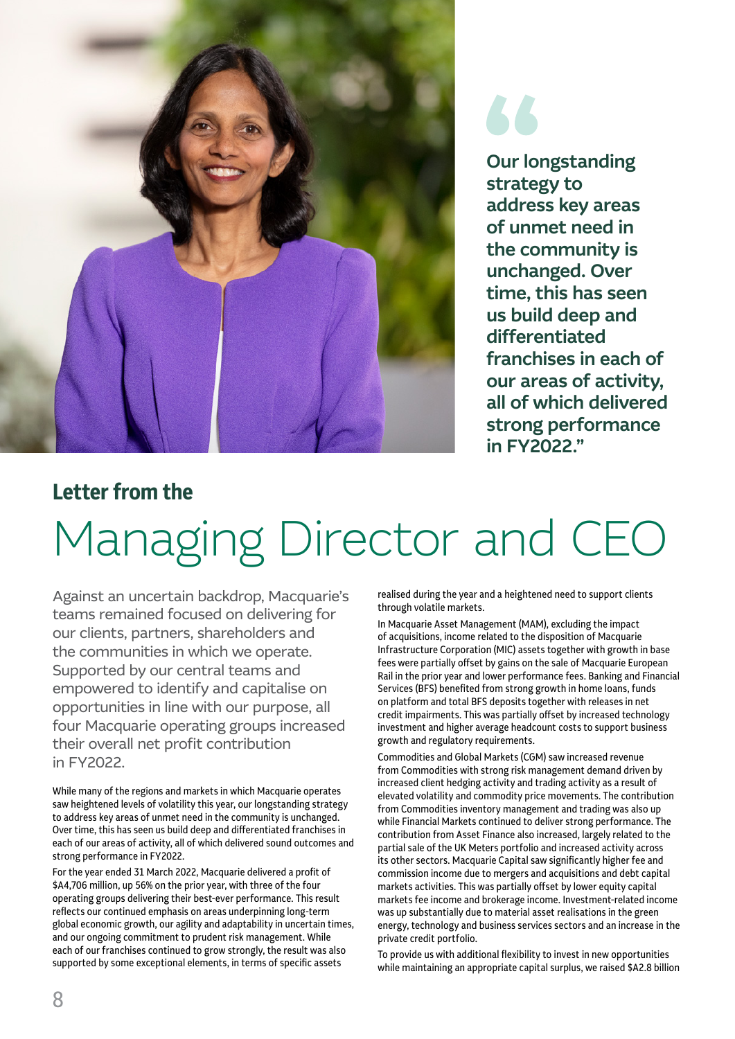> Our longstanding strategy to address key areas of unmet need in the community is unchanged. Over time, this has seen us build deep and differentiated franchises in each of our areas of activity, all of which delivered strong performance in FY2022."

# Letter from the Managing Director and CEO

Against an uncertain backdrop, Macquarie's teams remained focused on delivering for our clients, partners, shareholders and the communities in which we operate. Supported by our central teams and empowered to identify and capitalise on opportunities in line with our purpose, all four Macquarie operating groups increased their overall net profit contribution in FY2022.

While many of the regions and markets in which Macquarie operates saw heightened levels of volatility this year, our longstanding strategy to address key areas of unmet need in the community is unchanged. Over time, this has seen us build deep and differentiated franchises in each of our areas of activity, all of which delivered sound outcomes and strong performance in FY2022.

For the year ended 31 March 2022, Macquarie delivered a profit of $A4,706 million, up 56% on the prior year, with three of the four operating groups delivering their best-ever performance. This result reflects our continued emphasis on areas underpinning long-term global economic growth, our agility and adaptability in uncertain times, and our ongoing commitment to prudent risk management. While each of our franchises continued to grow strongly, the result was also supported by some exceptional elements, in terms of specific assets realised during the year and a heightened need to support clients through volatile markets.

In Macquarie Asset Management (MAM), excluding the impact of acquisitions, income related to the disposition of Macquarie Infrastructure Corporation (MIC) assets together with growth in base fees were partially offset by gains on the sale of Macquarie European Rail in the prior year and lower performance fees. Banking and Financial Services (BFS) benefited from strong growth in home loans, funds on platform and total BFS deposits together with releases in net credit impairments. This was partially offset by increased technology investment and higher average headcount costs to support business growth and regulatory requirements.

Commodities and Global Markets (CGM) saw increased revenue from Commodities with strong risk management demand driven by increased client hedging activity and trading activity as a result of elevated volatility and commodity price movements. The contribution from Commodities inventory management and trading was also up while Financial Markets continued to deliver strong performance. The contribution from Asset Finance also increased, largely related to the partial sale of the UK Meters portfolio and increased activity across its other sectors. Macquarie Capital saw significantly higher fee and commission income due to mergers and acquisitions and debt capital markets activities. This was partially offset by lower equity capital markets fee income and brokerage income. Investment-related income was up substantially due to material asset realisations in the green energy, technology and business services sectors and an increase in the private credit portfolio.

To provide us with additional flexibility to invest in new opportunities while maintaining an appropriate capital surplus, we raised $A2.8 billion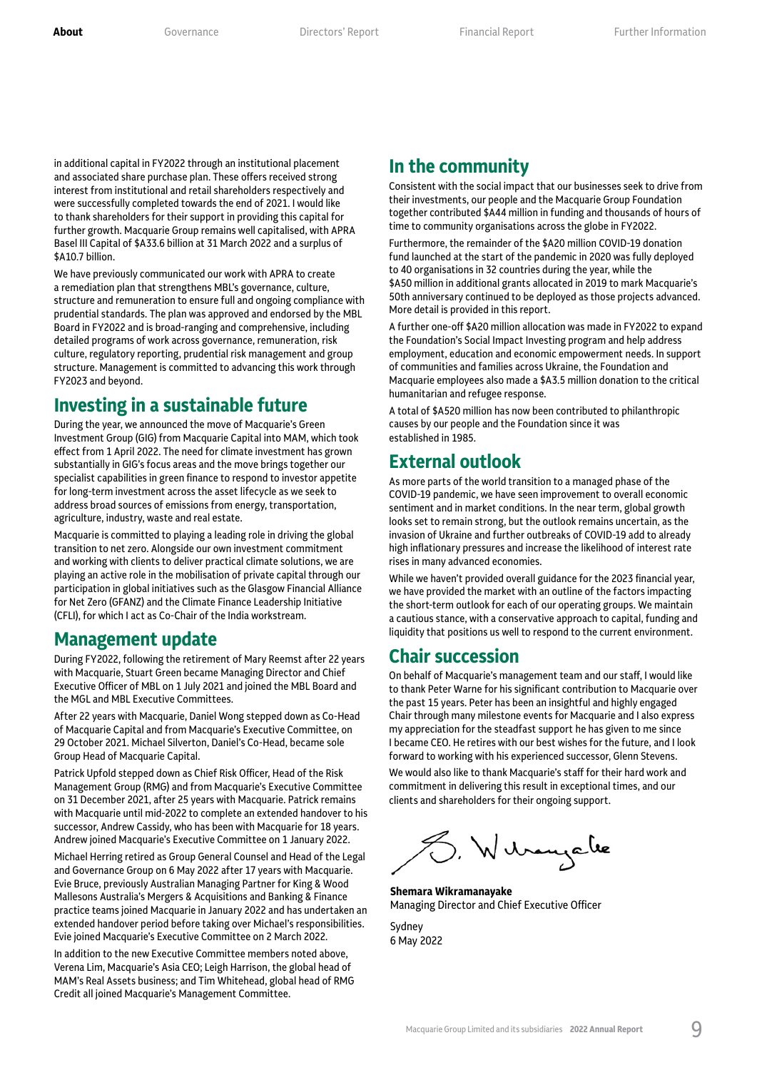in additional capital in FY2022 through an institutional placement and associated share purchase plan. These offers received strong interest from institutional and retail shareholders respectively and were successfully completed towards the end of 2021. I would like to thank shareholders for their support in providing this capital for further growth. Macquarie Group remains well capitalised, with APRA Basel III Capital of $A33.6 billion at 31 March 2022 and a surplus of $A10.7 billion.

We have previously communicated our work with APRA to create a remediation plan that strengthens MBL's governance, culture, structure and remuneration to ensure full and ongoing compliance with prudential standards. The plan was approved and endorsed by the MBL Board in FY2022 and is broad-ranging and comprehensive, including detailed programs of work across governance, remuneration, risk culture, regulatory reporting, prudential risk management and group structure. Management is committed to advancing this work through FY2023 and beyond.

## Investing in a sustainable future

During the year, we announced the move of Macquarie's Green Investment Group (GIG) from Macquarie Capital into MAM, which took effect from 1 April 2022. The need for climate investment has grown substantially in GIG's focus areas and the move brings together our specialist capabilities in green finance to respond to investor appetite for long-term investment across the asset lifecycle as we seek to address broad sources of emissions from energy, transportation, agriculture, industry, waste and real estate.

Macquarie is committed to playing a leading role in driving the global transition to net zero. Alongside our own investment commitment and working with clients to deliver practical climate solutions, we are playing an active role in the mobilisation of private capital through our participation in global initiatives such as the Glasgow Financial Alliance for Net Zero (GFANZ) and the Climate Finance Leadership Initiative (CFLI), for which I act as Co-Chair of the India workstream.

## Management update

During FY2022, following the retirement of Mary Reemst after 22 years with Macquarie, Stuart Green became Managing Director and Chief Executive Officer of MBL on 1 July 2021 and joined the MBL Board and the MGL and MBL Executive Committees.

After 22 years with Macquarie, Daniel Wong stepped down as Co-Head of Macquarie Capital and from Macquarie's Executive Committee, on 29 October 2021. Michael Silverton, Daniel's Co-Head, became sole Group Head of Macquarie Capital.

Patrick Upfold stepped down as Chief Risk Officer, Head of the Risk Management Group (RMG) and from Macquarie's Executive Committee on 31 December 2021, after 25 years with Macquarie. Patrick remains with Macquarie until mid-2022 to complete an extended handover to his successor, Andrew Cassidy, who has been with Macquarie for 18 years. Andrew joined Macquarie's Executive Committee on 1 January 2022.

Michael Herring retired as Group General Counsel and Head of the Legal and Governance Group on 6 May 2022 after 17 years with Macquarie. Evie Bruce, previously Australian Managing Partner for King & Wood Mallesons Australia's Mergers & Acquisitions and Banking & Finance practice teams joined Macquarie in January 2022 and has undertaken an extended handover period before taking over Michael's responsibilities. Evie joined Macquarie's Executive Committee on 2 March 2022.

In addition to the new Executive Committee members noted above, Verena Lim, Macquarie's Asia CEO; Leigh Harrison, the global head of MAM's Real Assets business; and Tim Whitehead, global head of RMG Credit all joined Macquarie's Management Committee.

## In the community

Consistent with the social impact that our businesses seek to drive from their investments, our people and the Macquarie Group Foundation together contributed $A44 million in funding and thousands of hours of time to community organisations across the globe in FY2022.

Furthermore, the remainder of the $A20 million COVID-19 donation fund launched at the start of the pandemic in 2020 was fully deployed to 40 organisations in 32 countries during the year, while the $A50 million in additional grants allocated in 2019 to mark Macquarie's 50th anniversary continued to be deployed as those projects advanced. More detail is provided in this report.

A further one-off $A20 million allocation was made in FY2022 to expand the Foundation's Social Impact Investing program and help address employment, education and economic empowerment needs. In support of communities and families across Ukraine, the Foundation and Macquarie employees also made a $A3.5 million donation to the critical humanitarian and refugee response.

A total of $A520 million has now been contributed to philanthropic causes by our people and the Foundation since it was established in 1985.

## External outlook

As more parts of the world transition to a managed phase of the COVID-19 pandemic, we have seen improvement to overall economic sentiment and in market conditions. In the near term, global growth looks set to remain strong, but the outlook remains uncertain, as the invasion of Ukraine and further outbreaks of COVID-19 add to already high inflationary pressures and increase the likelihood of interest rate rises in many advanced economies.

While we haven't provided overall guidance for the 2023 financial year, we have provided the market with an outline of the factors impacting the short-term outlook for each of our operating groups. We maintain a cautious stance, with a conservative approach to capital, funding and liquidity that positions us well to respond to the current environment.

## Chair succession

On behalf of Macquarie's management team and our staff, I would like to thank Peter Warne for his significant contribution to Macquarie over the past 15 years. Peter has been an insightful and highly engaged Chair through many milestone events for Macquarie and I also express my appreciation for the steadfast support he has given to me since I became CEO. He retires with our best wishes for the future, and I look forward to working with his experienced successor, Glenn Stevens.

We would also like to thank Macquarie's staff for their hard work and commitment in delivering this result in exceptional times, and our clients and shareholders for their ongoing support.

**Shemara Wikramanayake**
Managing Director and Chief Executive Officer

Sydney
6 May 2022